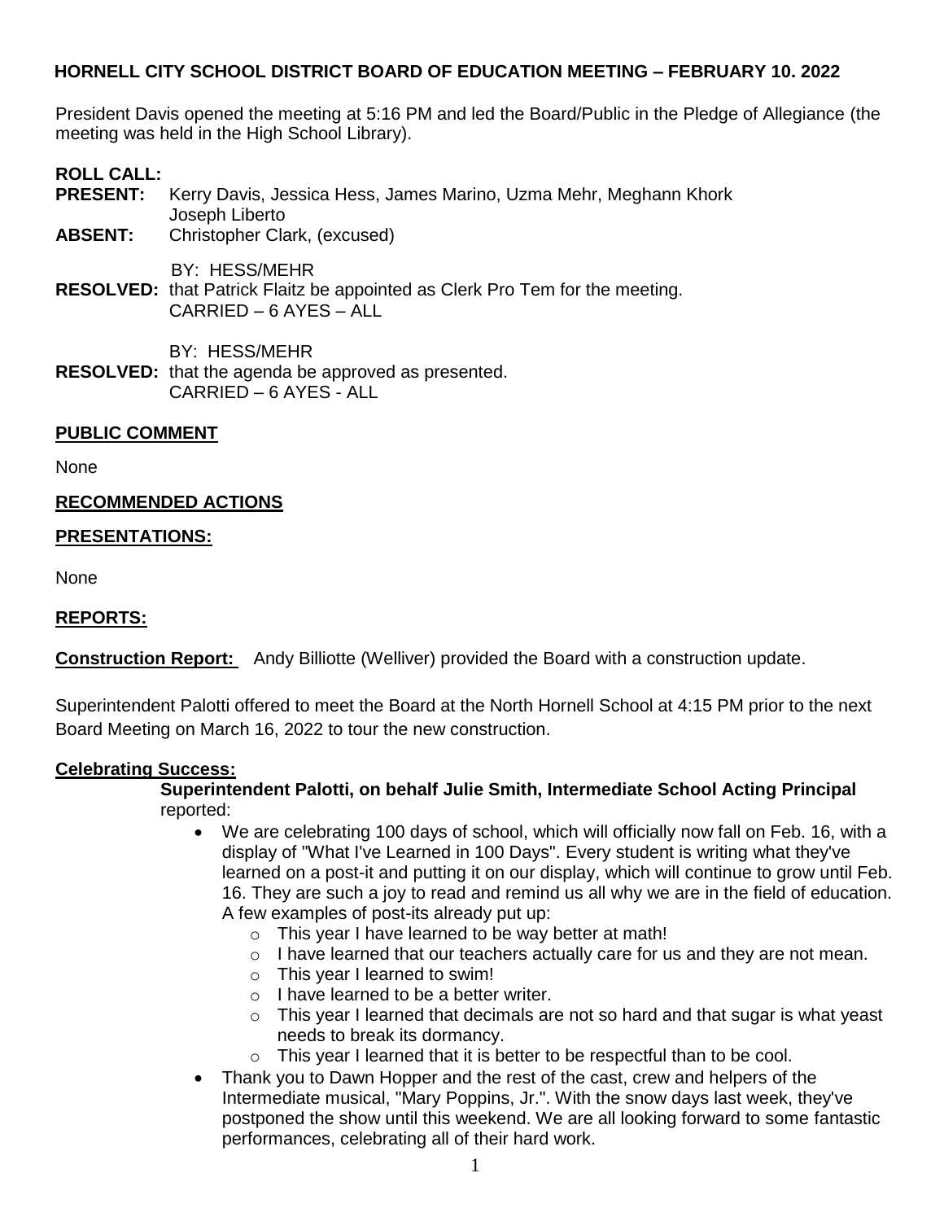# HORNELL CITY SCHOOL DISTRICT BOARD OF EDUCATION MEETING – FEBRUARY 10. 2022

President Davis opened the meeting at 5:16 PM and led the Board/Public in the Pledge of Allegiance (the meeting was held in the High School Library).

**ROLL CALL:**

**PRESENT:** Kerry Davis, Jessica Hess, James Marino, Uzma Mehr, Meghann Khork Joseph Liberto

**ABSENT:** Christopher Clark, (excused)

BY: HESS/MEHR

**RESOLVED:** that Patrick Flaitz be appointed as Clerk Pro Tem for the meeting.
CARRIED – 6 AYES – ALL

BY: HESS/MEHR

**RESOLVED:** that the agenda be approved as presented.
CARRIED – 6 AYES - ALL

**PUBLIC COMMENT**

None

**RECOMMENDED ACTIONS**

**PRESENTATIONS:**

None

**REPORTS:**

**Construction Report:** Andy Billiotte (Welliver) provided the Board with a construction update.

Superintendent Palotti offered to meet the Board at the North Hornell School at 4:15 PM prior to the next Board Meeting on March 16, 2022 to tour the new construction.

**Celebrating Success:**

**Superintendent Palotti, on behalf Julie Smith, Intermediate School Acting Principal** reported:

- We are celebrating 100 days of school, which will officially now fall on Feb. 16, with a display of "What I've Learned in 100 Days". Every student is writing what they've learned on a post-it and putting it on our display, which will continue to grow until Feb. 16. They are such a joy to read and remind us all why we are in the field of education. A few examples of post-its already put up:
  - This year I have learned to be way better at math!
  - I have learned that our teachers actually care for us and they are not mean.
  - This year I learned to swim!
  - I have learned to be a better writer.
  - This year I learned that decimals are not so hard and that sugar is what yeast needs to break its dormancy.
  - This year I learned that it is better to be respectful than to be cool.
- Thank you to Dawn Hopper and the rest of the cast, crew and helpers of the Intermediate musical, "Mary Poppins, Jr.". With the snow days last week, they've postponed the show until this weekend. We are all looking forward to some fantastic performances, celebrating all of their hard work.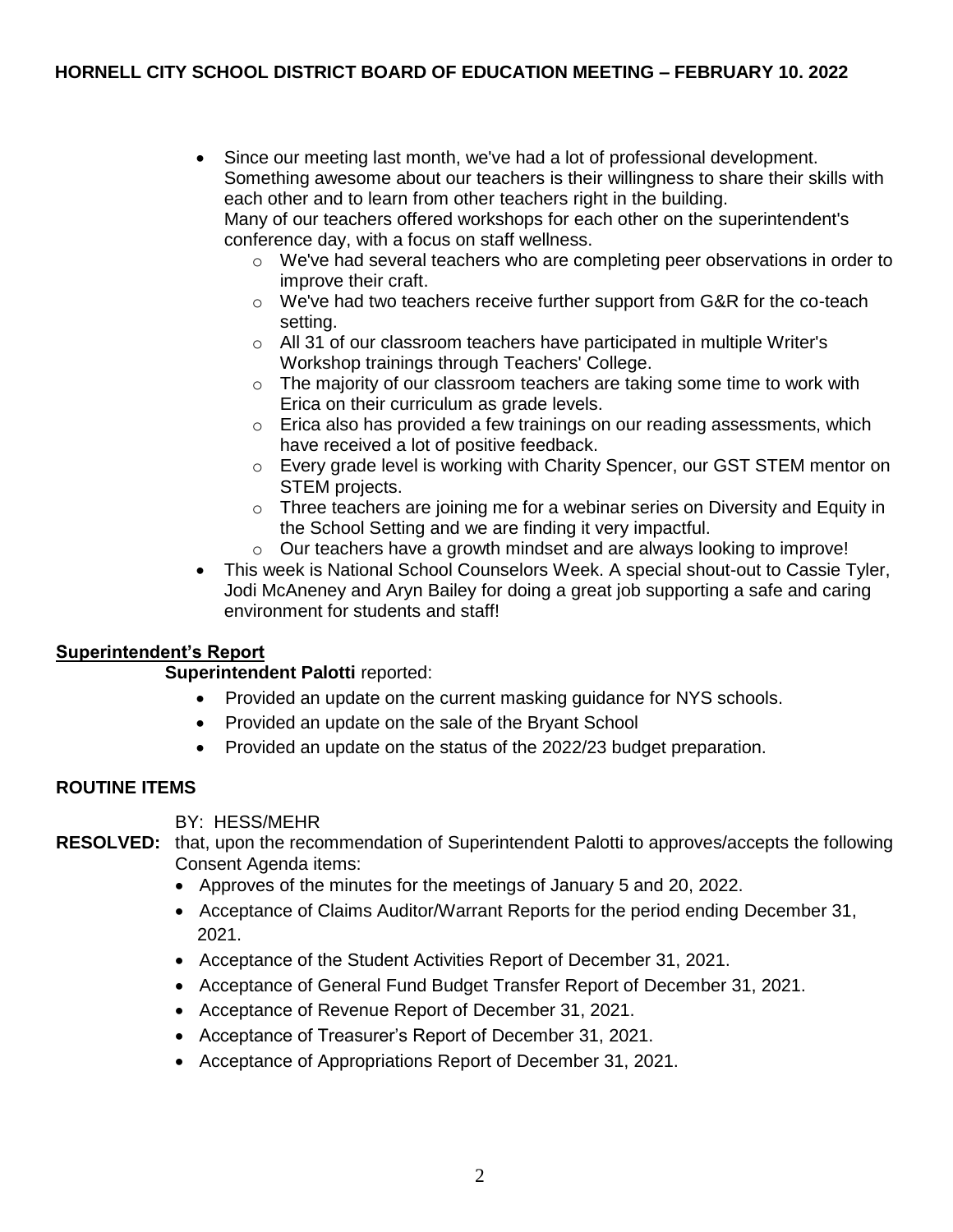- Since our meeting last month, we've had a lot of professional development. Something awesome about our teachers is their willingness to share their skills with each other and to learn from other teachers right in the building. Many of our teachers offered workshops for each other on the superintendent's conference day, with a focus on staff wellness.
    - We've had several teachers who are completing peer observations in order to improve their craft.
    - We've had two teachers receive further support from G&R for the co-teach setting.
    - All 31 of our classroom teachers have participated in multiple Writer's Workshop trainings through Teachers' College.
    - The majority of our classroom teachers are taking some time to work with Erica on their curriculum as grade levels.
    - Erica also has provided a few trainings on our reading assessments, which have received a lot of positive feedback.
    - Every grade level is working with Charity Spencer, our GST STEM mentor on STEM projects.
    - Three teachers are joining me for a webinar series on Diversity and Equity in the School Setting and we are finding it very impactful.
    - Our teachers have a growth mindset and are always looking to improve!
- This week is National School Counselors Week. A special shout-out to Cassie Tyler, Jodi McAneney and Aryn Bailey for doing a great job supporting a safe and caring environment for students and staff!

## Superintendent's Report

**Superintendent Palotti** reported:

- Provided an update on the current masking guidance for NYS schools.
- Provided an update on the sale of the Bryant School
- Provided an update on the status of the 2022/23 budget preparation.

## ROUTINE ITEMS

BY: HESS/MEHR

**RESOLVED:** that, upon the recommendation of Superintendent Palotti to approves/accepts the following Consent Agenda items:

- Approves of the minutes for the meetings of January 5 and 20, 2022.
- Acceptance of Claims Auditor/Warrant Reports for the period ending December 31, 2021.
- Acceptance of the Student Activities Report of December 31, 2021.
- Acceptance of General Fund Budget Transfer Report of December 31, 2021.
- Acceptance of Revenue Report of December 31, 2021.
- Acceptance of Treasurer's Report of December 31, 2021.
- Acceptance of Appropriations Report of December 31, 2021.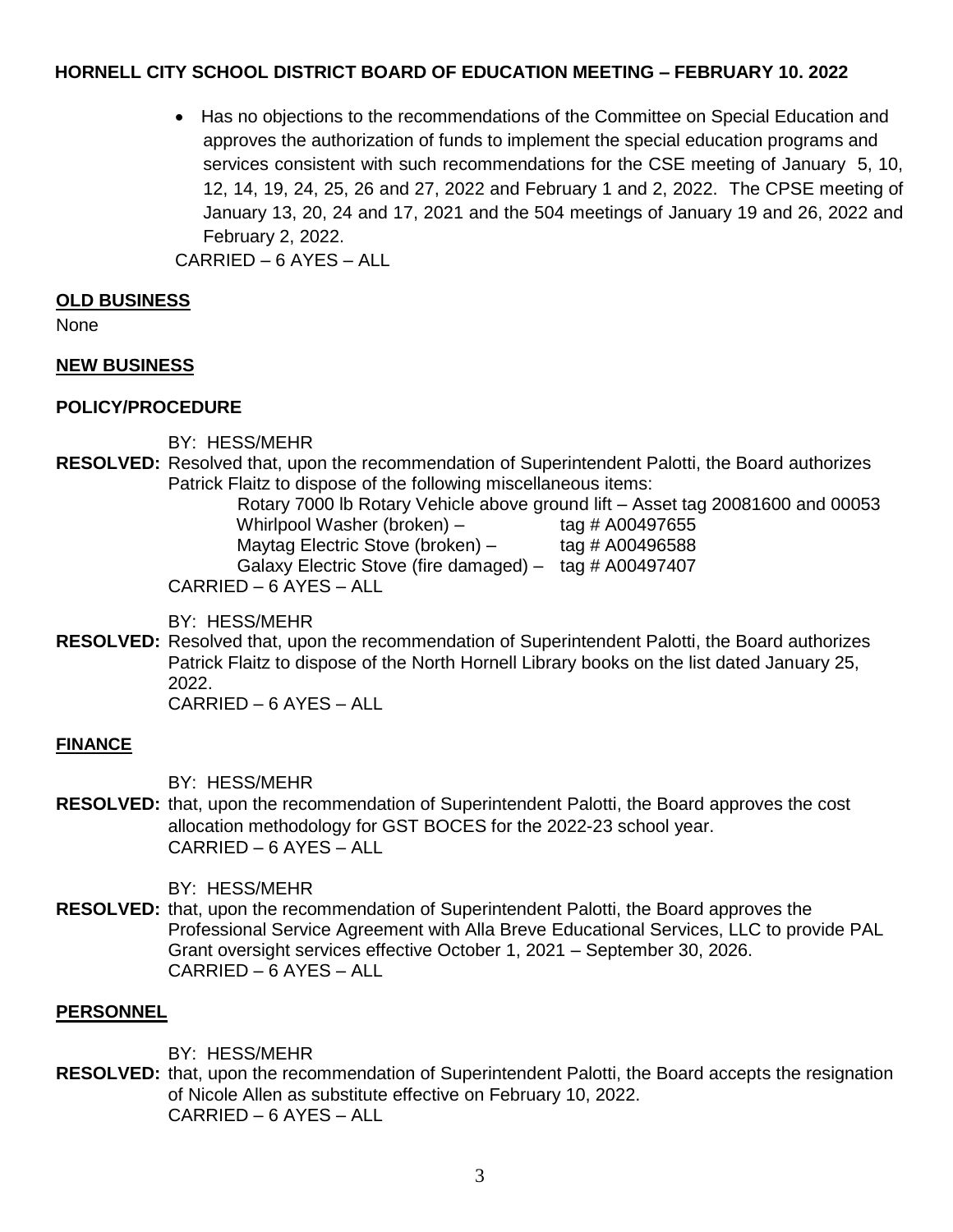- Has no objections to the recommendations of the Committee on Special Education and approves the authorization of funds to implement the special education programs and services consistent with such recommendations for the CSE meeting of January 5, 10, 12, 14, 19, 24, 25, 26 and 27, 2022 and February 1 and 2, 2022. The CPSE meeting of January 13, 20, 24 and 17, 2021 and the 504 meetings of January 19 and 26, 2022 and February 2, 2022.

CARRIED – 6 AYES – ALL

**OLD BUSINESS**

None

**NEW BUSINESS**

**POLICY/PROCEDURE**

BY: HESS/MEHR

**RESOLVED:** Resolved that, upon the recommendation of Superintendent Palotti, the Board authorizes Patrick Flaitz to dispose of the following miscellaneous items:

Rotary 7000 lb Rotary Vehicle above ground lift – Asset tag 20081600 and 00053
Whirlpool Washer (broken) – tag # A00497655
Maytag Electric Stove (broken) – tag # A00496588
Galaxy Electric Stove (fire damaged) – tag # A00497407

CARRIED – 6 AYES – ALL

BY: HESS/MEHR

**RESOLVED:** Resolved that, upon the recommendation of Superintendent Palotti, the Board authorizes Patrick Flaitz to dispose of the North Hornell Library books on the list dated January 25, 2022.

CARRIED – 6 AYES – ALL

**FINANCE**

BY: HESS/MEHR

**RESOLVED:** that, upon the recommendation of Superintendent Palotti, the Board approves the cost allocation methodology for GST BOCES for the 2022-23 school year.

CARRIED – 6 AYES – ALL

BY: HESS/MEHR

**RESOLVED:** that, upon the recommendation of Superintendent Palotti, the Board approves the Professional Service Agreement with Alla Breve Educational Services, LLC to provide PAL Grant oversight services effective October 1, 2021 – September 30, 2026.

CARRIED – 6 AYES – ALL

**PERSONNEL**

BY: HESS/MEHR

**RESOLVED:** that, upon the recommendation of Superintendent Palotti, the Board accepts the resignation of Nicole Allen as substitute effective on February 10, 2022.

CARRIED – 6 AYES – ALL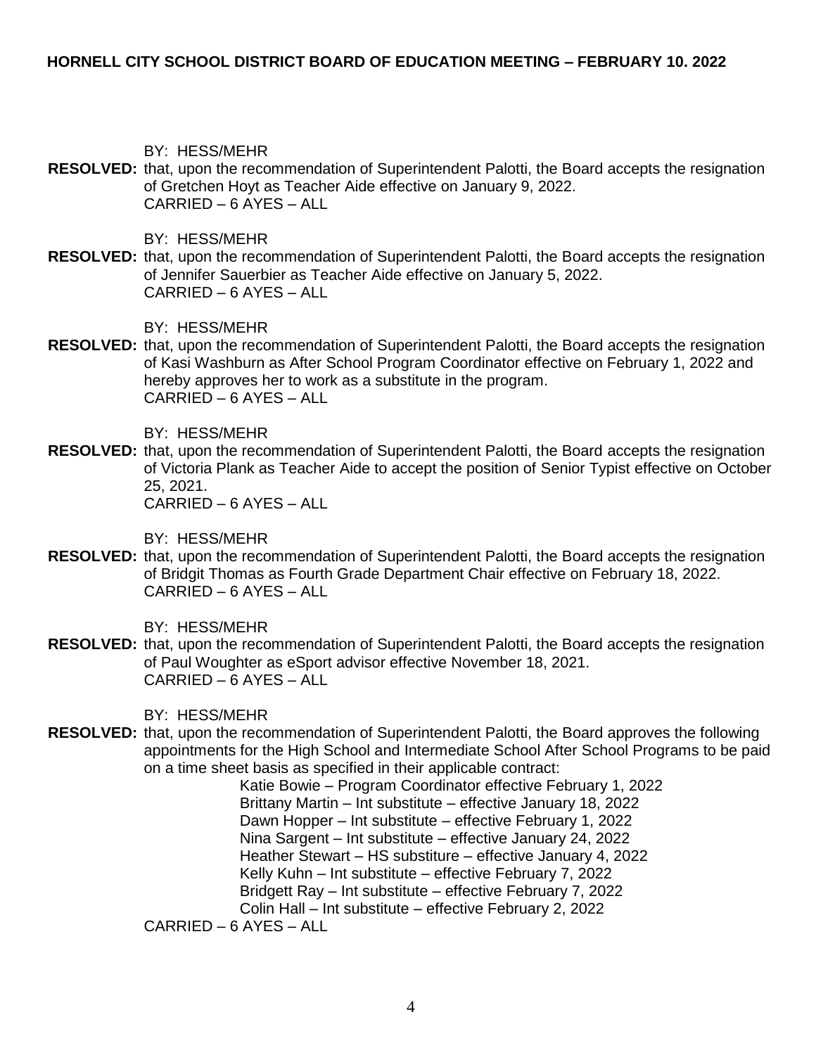BY: HESS/MEHR

**RESOLVED:** that, upon the recommendation of Superintendent Palotti, the Board accepts the resignation of Gretchen Hoyt as Teacher Aide effective on January 9, 2022.
CARRIED – 6 AYES – ALL

BY: HESS/MEHR

**RESOLVED:** that, upon the recommendation of Superintendent Palotti, the Board accepts the resignation of Jennifer Sauerbier as Teacher Aide effective on January 5, 2022.
CARRIED – 6 AYES – ALL

BY: HESS/MEHR

**RESOLVED:** that, upon the recommendation of Superintendent Palotti, the Board accepts the resignation of Kasi Washburn as After School Program Coordinator effective on February 1, 2022 and hereby approves her to work as a substitute in the program.
CARRIED – 6 AYES – ALL

BY: HESS/MEHR

**RESOLVED:** that, upon the recommendation of Superintendent Palotti, the Board accepts the resignation of Victoria Plank as Teacher Aide to accept the position of Senior Typist effective on October 25, 2021.
CARRIED – 6 AYES – ALL

BY: HESS/MEHR

**RESOLVED:** that, upon the recommendation of Superintendent Palotti, the Board accepts the resignation of Bridgit Thomas as Fourth Grade Department Chair effective on February 18, 2022.
CARRIED – 6 AYES – ALL

BY: HESS/MEHR

**RESOLVED:** that, upon the recommendation of Superintendent Palotti, the Board accepts the resignation of Paul Woughter as eSport advisor effective November 18, 2021.
CARRIED – 6 AYES – ALL

BY: HESS/MEHR

**RESOLVED:** that, upon the recommendation of Superintendent Palotti, the Board approves the following appointments for the High School and Intermediate School After School Programs to be paid on a time sheet basis as specified in their applicable contract:

Katie Bowie – Program Coordinator effective February 1, 2022
Brittany Martin – Int substitute – effective January 18, 2022
Dawn Hopper – Int substitute – effective February 1, 2022
Nina Sargent – Int substitute – effective January 24, 2022
Heather Stewart – HS substiture – effective January 4, 2022
Kelly Kuhn – Int substitute – effective February 7, 2022
Bridgett Ray – Int substitute – effective February 7, 2022
Colin Hall – Int substitute – effective February 2, 2022

CARRIED – 6 AYES – ALL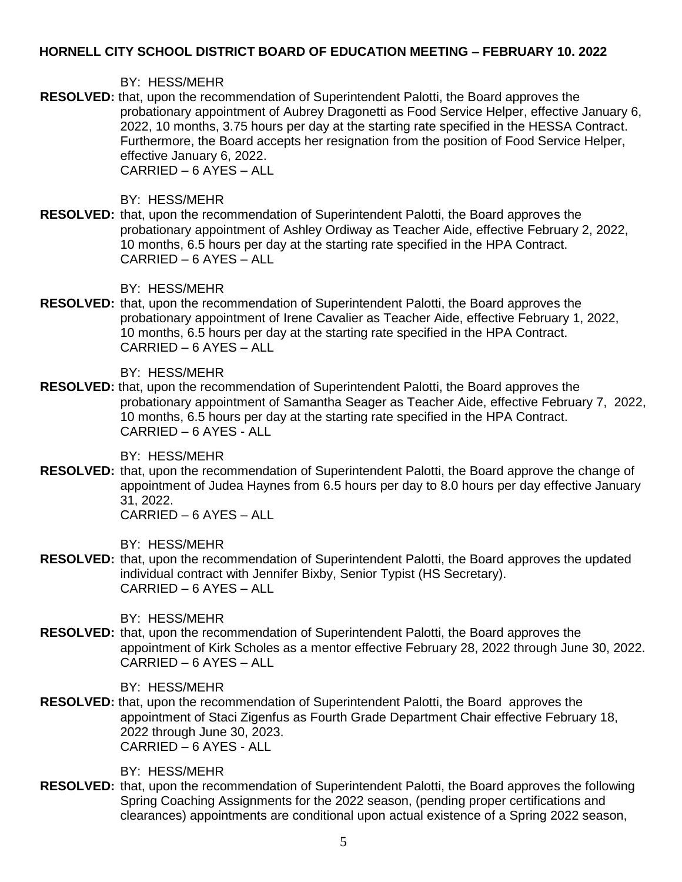BY: HESS/MEHR

**RESOLVED:** that, upon the recommendation of Superintendent Palotti, the Board approves the probationary appointment of Aubrey Dragonetti as Food Service Helper, effective January 6, 2022, 10 months, 3.75 hours per day at the starting rate specified in the HESSA Contract. Furthermore, the Board accepts her resignation from the position of Food Service Helper, effective January 6, 2022.
CARRIED – 6 AYES – ALL

BY: HESS/MEHR

**RESOLVED:** that, upon the recommendation of Superintendent Palotti, the Board approves the probationary appointment of Ashley Ordiway as Teacher Aide, effective February 2, 2022, 10 months, 6.5 hours per day at the starting rate specified in the HPA Contract.
CARRIED – 6 AYES – ALL

BY: HESS/MEHR

**RESOLVED:** that, upon the recommendation of Superintendent Palotti, the Board approves the probationary appointment of Irene Cavalier as Teacher Aide, effective February 1, 2022, 10 months, 6.5 hours per day at the starting rate specified in the HPA Contract.
CARRIED – 6 AYES – ALL

BY: HESS/MEHR

**RESOLVED:** that, upon the recommendation of Superintendent Palotti, the Board approves the probationary appointment of Samantha Seager as Teacher Aide, effective February 7, 2022, 10 months, 6.5 hours per day at the starting rate specified in the HPA Contract.
CARRIED – 6 AYES - ALL

BY: HESS/MEHR

**RESOLVED:** that, upon the recommendation of Superintendent Palotti, the Board approve the change of appointment of Judea Haynes from 6.5 hours per day to 8.0 hours per day effective January 31, 2022.
CARRIED – 6 AYES – ALL

BY: HESS/MEHR

**RESOLVED:** that, upon the recommendation of Superintendent Palotti, the Board approves the updated individual contract with Jennifer Bixby, Senior Typist (HS Secretary).
CARRIED – 6 AYES – ALL

BY: HESS/MEHR

**RESOLVED:** that, upon the recommendation of Superintendent Palotti, the Board approves the appointment of Kirk Scholes as a mentor effective February 28, 2022 through June 30, 2022.
CARRIED – 6 AYES – ALL

BY: HESS/MEHR

**RESOLVED:** that, upon the recommendation of Superintendent Palotti, the Board approves the appointment of Staci Zigenfus as Fourth Grade Department Chair effective February 18, 2022 through June 30, 2023.
CARRIED – 6 AYES - ALL

BY: HESS/MEHR

**RESOLVED:** that, upon the recommendation of Superintendent Palotti, the Board approves the following Spring Coaching Assignments for the 2022 season, (pending proper certifications and clearances) appointments are conditional upon actual existence of a Spring 2022 season,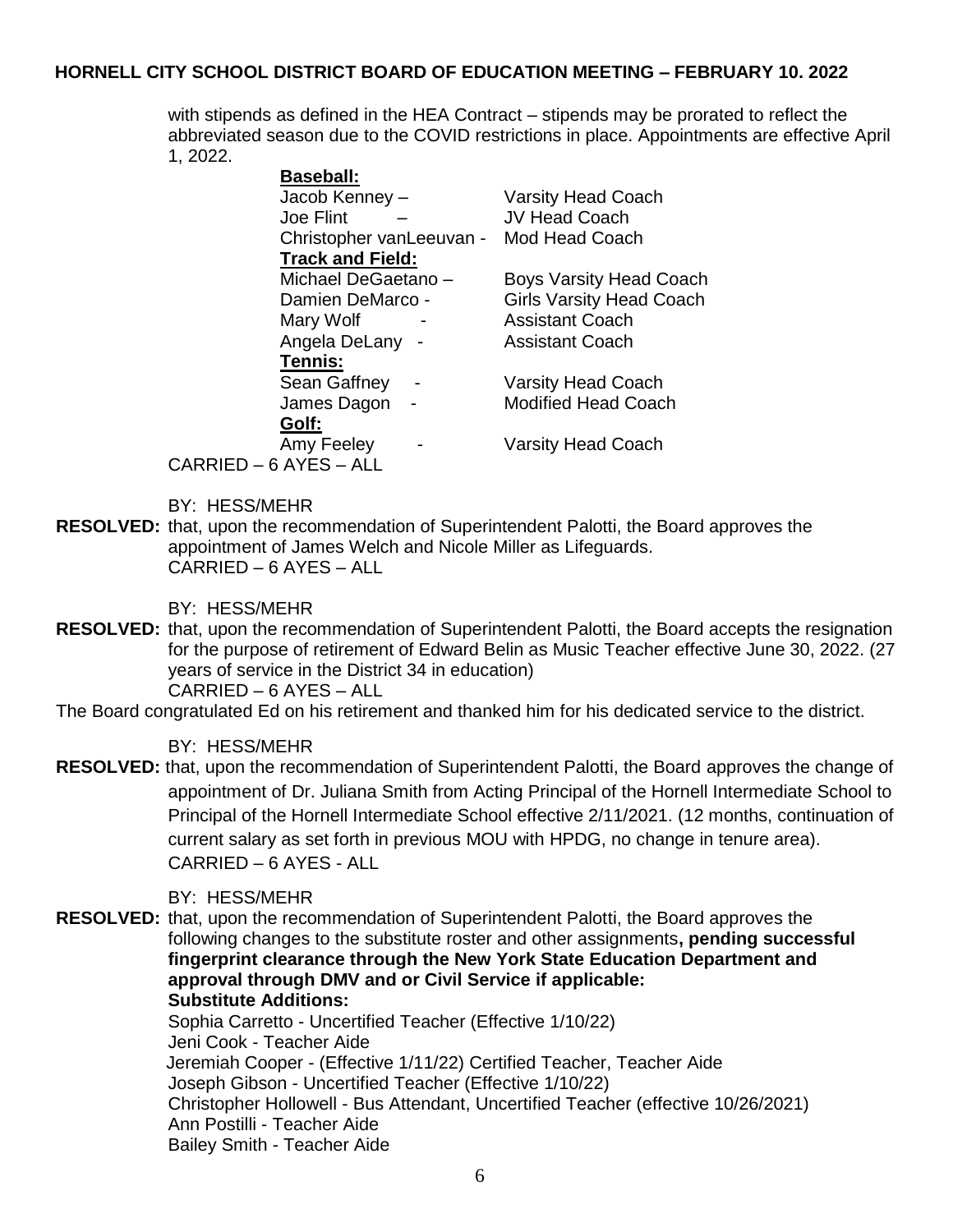with stipends as defined in the HEA Contract – stipends may be prorated to reflect the abbreviated season due to the COVID restrictions in place. Appointments are effective April 1, 2022.

**Baseball:**

| | |
|---|---|
| Jacob Kenney – | Varsity Head Coach |
| Joe Flint – | JV Head Coach |
| Christopher vanLeeuvan - | Mod Head Coach |

**Track and Field:**

| | |
|---|---|
| Michael DeGaetano – | Boys Varsity Head Coach |
| Damien DeMarco - | Girls Varsity Head Coach |
| Mary Wolf - | Assistant Coach |
| Angela DeLany - | Assistant Coach |

**Tennis:**

| | |
|---|---|
| Sean Gaffney - | Varsity Head Coach |
| James Dagon - | Modified Head Coach |

**Golf:**

| | |
|---|---|
| Amy Feeley - | Varsity Head Coach |

CARRIED – 6 AYES – ALL

BY: HESS/MEHR

**RESOLVED:** that, upon the recommendation of Superintendent Palotti, the Board approves the appointment of James Welch and Nicole Miller as Lifeguards.
CARRIED – 6 AYES – ALL

BY: HESS/MEHR

**RESOLVED:** that, upon the recommendation of Superintendent Palotti, the Board accepts the resignation for the purpose of retirement of Edward Belin as Music Teacher effective June 30, 2022. (27 years of service in the District 34 in education)
CARRIED – 6 AYES – ALL

The Board congratulated Ed on his retirement and thanked him for his dedicated service to the district.

BY: HESS/MEHR

**RESOLVED:** that, upon the recommendation of Superintendent Palotti, the Board approves the change of appointment of Dr. Juliana Smith from Acting Principal of the Hornell Intermediate School to Principal of the Hornell Intermediate School effective 2/11/2021. (12 months, continuation of current salary as set forth in previous MOU with HPDG, no change in tenure area).
CARRIED – 6 AYES - ALL

BY: HESS/MEHR

**RESOLVED:** that, upon the recommendation of Superintendent Palotti, the Board approves the following changes to the substitute roster and other assignments**, pending successful fingerprint clearance through the New York State Education Department and approval through DMV and or Civil Service if applicable:**

**Substitute Additions:**

Sophia Carretto - Uncertified Teacher (Effective 1/10/22)
Jeni Cook - Teacher Aide
Jeremiah Cooper - (Effective 1/11/22) Certified Teacher, Teacher Aide
Joseph Gibson - Uncertified Teacher (Effective 1/10/22)
Christopher Hollowell - Bus Attendant, Uncertified Teacher (effective 10/26/2021)
Ann Postilli - Teacher Aide
Bailey Smith - Teacher Aide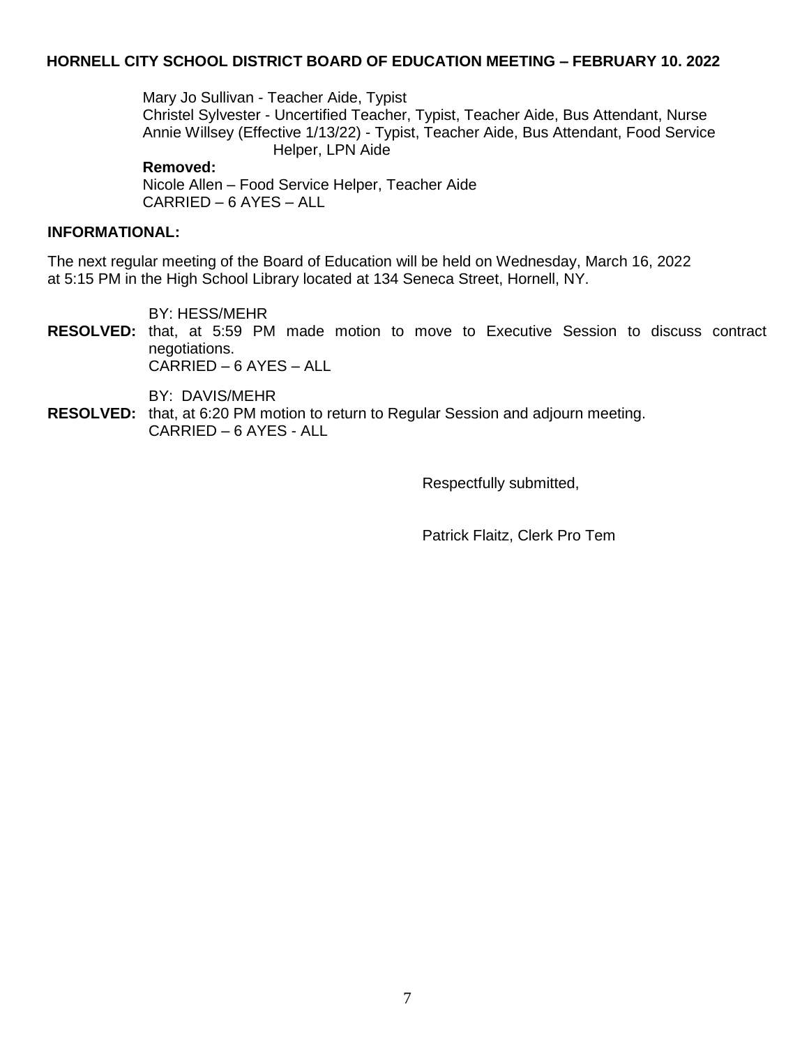Mary Jo Sullivan - Teacher Aide, Typist
Christel Sylvester - Uncertified Teacher, Typist, Teacher Aide, Bus Attendant, Nurse
Annie Willsey (Effective 1/13/22) - Typist, Teacher Aide, Bus Attendant, Food Service Helper, LPN Aide

**Removed:**
Nicole Allen – Food Service Helper, Teacher Aide
CARRIED – 6 AYES – ALL

**INFORMATIONAL:**

The next regular meeting of the Board of Education will be held on Wednesday, March 16, 2022 at 5:15 PM in the High School Library located at 134 Seneca Street, Hornell, NY.

BY: HESS/MEHR

**RESOLVED:** that, at 5:59 PM made motion to move to Executive Session to discuss contract negotiations.
CARRIED – 6 AYES – ALL

BY: DAVIS/MEHR

**RESOLVED:** that, at 6:20 PM motion to return to Regular Session and adjourn meeting.
CARRIED – 6 AYES - ALL

Respectfully submitted,

Patrick Flaitz, Clerk Pro Tem